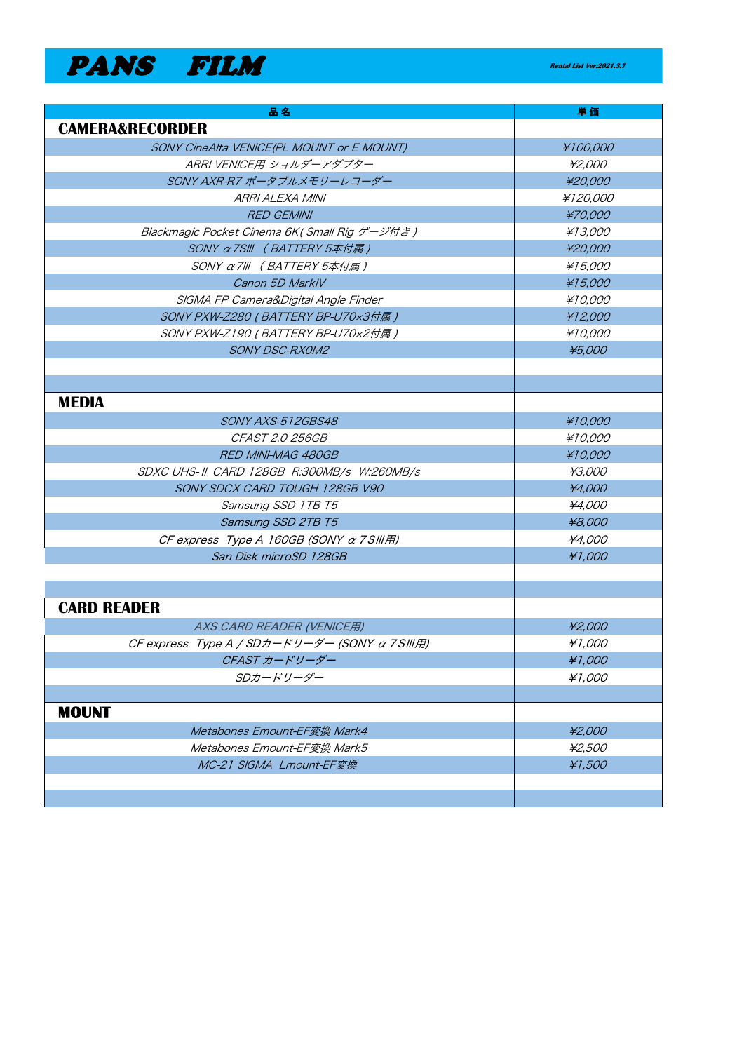# PANS FILM

Rental List Ver:2021.3.7

| 品名 | 単価 |
| --- | --- |
| **CAMERA&RECORDER** | |
| SONY CineAlta VENICE(PL MOUNT or E MOUNT) | ¥100,000 |
| ARRI VENICE用 ショルダーアダプター | ¥2,000 |
| SONY AXR-R7 ポータブルメモリーレコーダー | ¥20,000 |
| ARRI ALEXA MINI | ¥120,000 |
| RED GEMINI | ¥70,000 |
| Blackmagic Pocket Cinema 6K( Small Rig ゲージ付き ) | ¥13,000 |
| SONY α7SⅢ （BATTERY 5本付属） | ¥20,000 |
| SONY α7Ⅲ （BATTERY 5本付属） | ¥15,000 |
| Canon 5D MarkⅣ | ¥15,000 |
| SIGMA FP Camera&Digital Angle Finder | ¥10,000 |
| SONY PXW-Z280 ( BATTERY BP-U70×3付属 ) | ¥12,000 |
| SONY PXW-Z190 ( BATTERY BP-U70×2付属 ) | ¥10,000 |
| SONY DSC-RX0M2 | ¥5,000 |
| | |
| | |
| **MEDIA** | |
| SONY AXS-512GBS48 | ¥10,000 |
| CFAST 2.0 256GB | ¥10,000 |
| RED MINI-MAG 480GB | ¥10,000 |
| SDXC UHS-Ⅱ CARD 128GB R:300MB/s W:260MB/s | ¥3,000 |
| SONY SDCX CARD TOUGH 128GB V90 | ¥4,000 |
| Samsung SSD 1TB T5 | ¥4,000 |
| Samsung SSD 2TB T5 | ¥8,000 |
| CF express Type A 160GB (SONY α7SⅢ用) | ¥4,000 |
| San Disk microSD 128GB | ¥1,000 |
| | |
| | |
| **CARD READER** | |
| AXS CARD READER (VENICE用) | ¥2,000 |
| CF express Type A / SDカードリーダー (SONY α7SⅢ用) | ¥1,000 |
| CFAST カードリーダー | ¥1,000 |
| SDカードリーダー | ¥1,000 |
| | |
| **MOUNT** | |
| Metabones Emount-EF変換 Mark4 | ¥2,000 |
| Metabones Emount-EF変換 Mark5 | ¥2,500 |
| MC-21 SIGMA Lmount-EF変換 | ¥1,500 |
| | |
| | |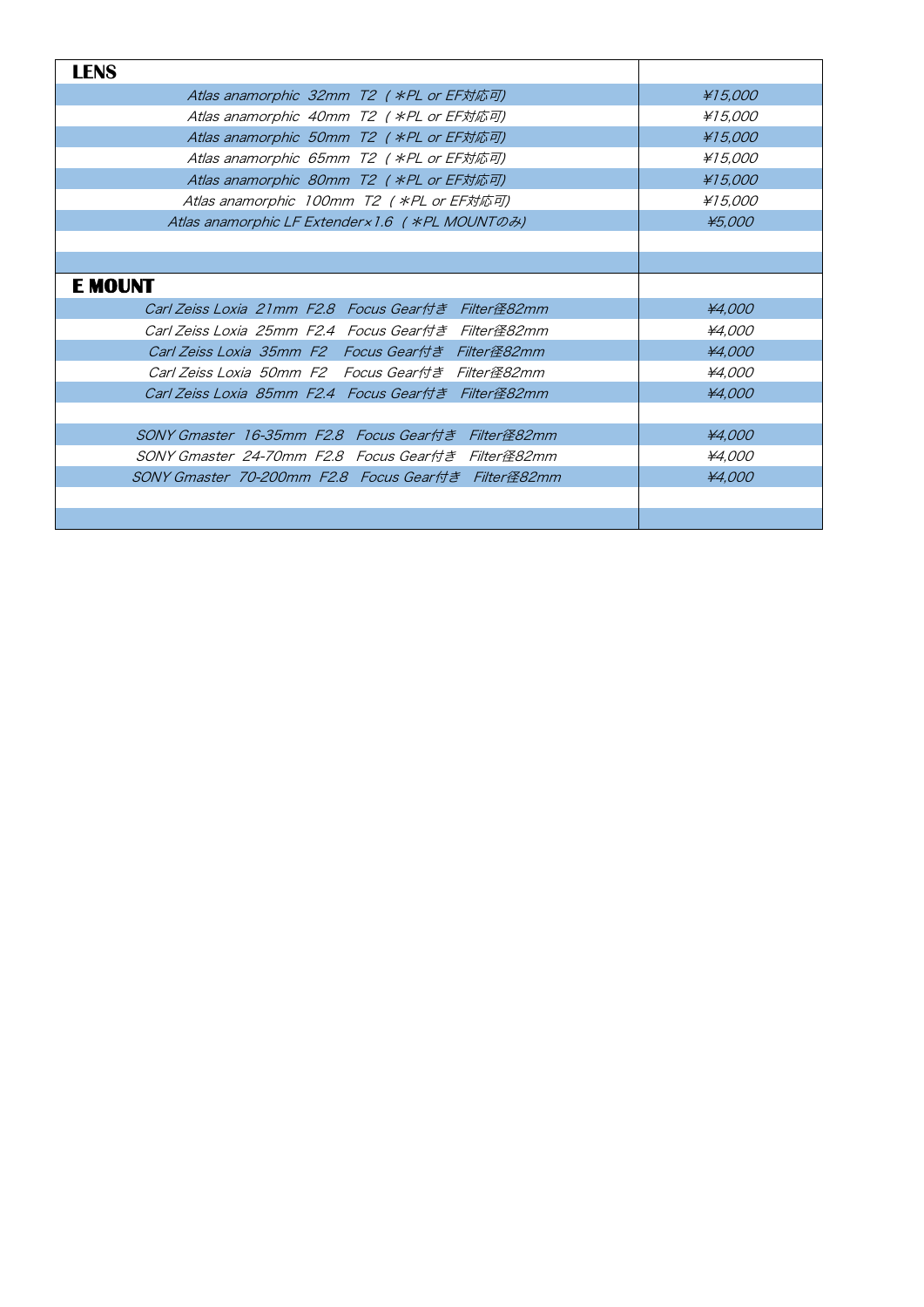| LENS | |
|---|---|
| *Atlas anamorphic 32mm T2 ( *PL or EF対応可)* | *¥15,000* |
| *Atlas anamorphic 40mm T2 ( *PL or EF対応可)* | *¥15,000* |
| *Atlas anamorphic 50mm T2 ( *PL or EF対応可)* | *¥15,000* |
| *Atlas anamorphic 65mm T2 ( *PL or EF対応可)* | *¥15,000* |
| *Atlas anamorphic 80mm T2 ( *PL or EF対応可)* | *¥15,000* |
| *Atlas anamorphic 100mm T2 ( *PL or EF対応可)* | *¥15,000* |
| *Atlas anamorphic LF Extender×1.6 ( *PL MOUNTのみ)* | *¥5,000* |
| | |
| | |
| **E MOUNT** | |
| *Carl Zeiss Loxia 21mm F2.8 Focus Gear付き Filter径82mm* | *¥4,000* |
| *Carl Zeiss Loxia 25mm F2.4 Focus Gear付き Filter径82mm* | *¥4,000* |
| *Carl Zeiss Loxia 35mm F2 Focus Gear付き Filter径82mm* | *¥4,000* |
| *Carl Zeiss Loxia 50mm F2 Focus Gear付き Filter径82mm* | *¥4,000* |
| *Carl Zeiss Loxia 85mm F2.4 Focus Gear付き Filter径82mm* | *¥4,000* |
| | |
| *SONY Gmaster 16-35mm F2.8 Focus Gear付き Filter径82mm* | *¥4,000* |
| *SONY Gmaster 24-70mm F2.8 Focus Gear付き Filter径82mm* | *¥4,000* |
| *SONY Gmaster 70-200mm F2.8 Focus Gear付き Filter径82mm* | *¥4,000* |
| | |
| | |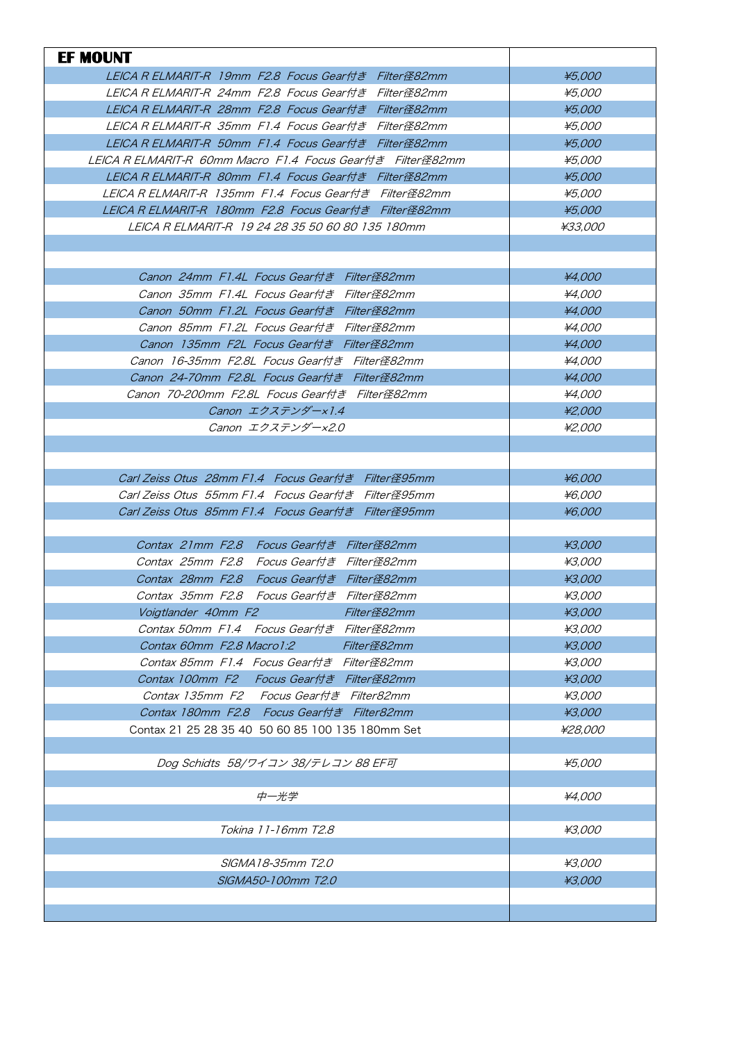| EF MOUNT | |
|---|---|
| LEICA R ELMARIT-R 19mm F2.8 Focus Gear付き Filter径82mm | ¥5,000 |
| LEICA R ELMARIT-R 24mm F2.8 Focus Gear付き Filter径82mm | ¥5,000 |
| LEICA R ELMARIT-R 28mm F2.8 Focus Gear付き Filter径82mm | ¥5,000 |
| LEICA R ELMARIT-R 35mm F1.4 Focus Gear付き Filter径82mm | ¥5,000 |
| LEICA R ELMARIT-R 50mm F1.4 Focus Gear付き Filter径82mm | ¥5,000 |
| LEICA R ELMARIT-R 60mm Macro F1.4 Focus Gear付き Filter径82mm | ¥5,000 |
| LEICA R ELMARIT-R 80mm F1.4 Focus Gear付き Filter径82mm | ¥5,000 |
| LEICA R ELMARIT-R 135mm F1.4 Focus Gear付き Filter径82mm | ¥5,000 |
| LEICA R ELMARIT-R 180mm F2.8 Focus Gear付き Filter径82mm | ¥5,000 |
| LEICA R ELMARIT-R 19 24 28 35 50 60 80 135 180mm | ¥33,000 |
| | |
| | |
| Canon 24mm F1.4L Focus Gear付き Filter径82mm | ¥4,000 |
| Canon 35mm F1.4L Focus Gear付き Filter径82mm | ¥4,000 |
| Canon 50mm F1.2L Focus Gear付き Filter径82mm | ¥4,000 |
| Canon 85mm F1.2L Focus Gear付き Filter径82mm | ¥4,000 |
| Canon 135mm F2L Focus Gear付き Filter径82mm | ¥4,000 |
| Canon 16-35mm F2.8L Focus Gear付き Filter径82mm | ¥4,000 |
| Canon 24-70mm F2.8L Focus Gear付き Filter径82mm | ¥4,000 |
| Canon 70-200mm F2.8L Focus Gear付き Filter径82mm | ¥4,000 |
| Canon エクステンダー×1.4 | ¥2,000 |
| Canon エクステンダー×2.0 | ¥2,000 |
| | |
| | |
| Carl Zeiss Otus 28mm F1.4 Focus Gear付き Filter径95mm | ¥6,000 |
| Carl Zeiss Otus 55mm F1.4 Focus Gear付き Filter径95mm | ¥6,000 |
| Carl Zeiss Otus 85mm F1.4 Focus Gear付き Filter径95mm | ¥6,000 |
| | |
| Contax 21mm F2.8 Focus Gear付き Filter径82mm | ¥3,000 |
| Contax 25mm F2.8 Focus Gear付き Filter径82mm | ¥3,000 |
| Contax 28mm F2.8 Focus Gear付き Filter径82mm | ¥3,000 |
| Contax 35mm F2.8 Focus Gear付き Filter径82mm | ¥3,000 |
| Voigtlander 40mm F2 Filter径82mm | ¥3,000 |
| Contax 50mm F1.4 Focus Gear付き Filter径82mm | ¥3,000 |
| Contax 60mm F2.8 Macro1:2 Filter径82mm | ¥3,000 |
| Contax 85mm F1.4 Focus Gear付き Filter径82mm | ¥3,000 |
| Contax 100mm F2 Focus Gear付き Filter径82mm | ¥3,000 |
| Contax 135mm F2 Focus Gear付き Filter82mm | ¥3,000 |
| Contax 180mm F2.8 Focus Gear付き Filter82mm | ¥3,000 |
| Contax 21 25 28 35 40 50 60 85 100 135 180mm Set | ¥28,000 |
| | |
| Dog Schidts 58/ワイコン 38/テレコン 88 EF可 | ¥5,000 |
| | |
| 中一光学 | ¥4,000 |
| | |
| Tokina 11-16mm T2.8 | ¥3,000 |
| | |
| SIGMA18-35mm T2.0 | ¥3,000 |
| SIGMA50-100mm T2.0 | ¥3,000 |
| | |
| | |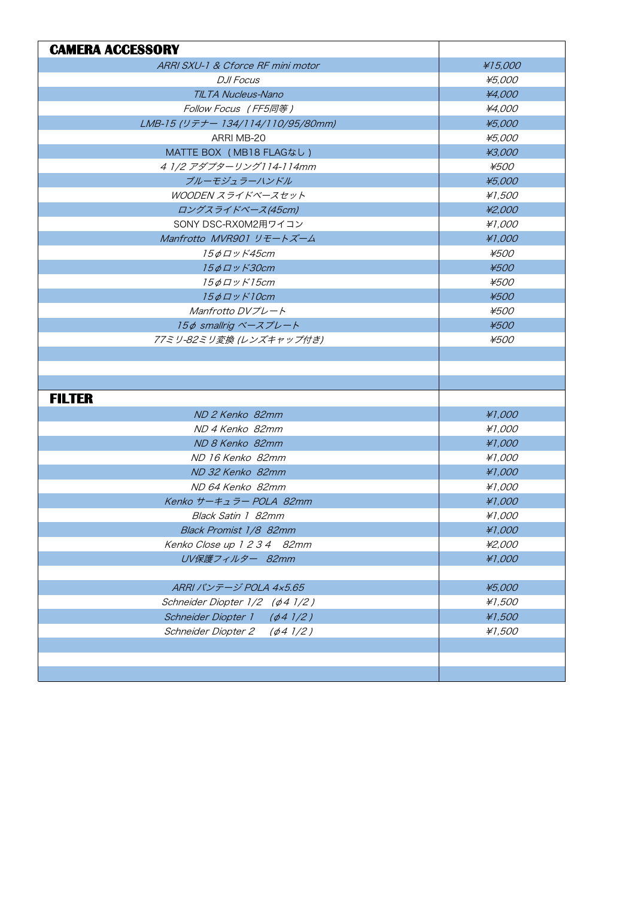| CAMERA ACCESSORY | |
|---|---|
| ARRI SXU-1 & Cforce RF mini motor | ¥15,000 |
| DJI Focus | ¥5,000 |
| TILTA Nucleus-Nano | ¥4,000 |
| Follow Focus（FF5同等） | ¥4,000 |
| LMB-15 (リテナー 134/114/110/95/80mm) | ¥5,000 |
| ARRI MB-20 | ¥5,000 |
| MATTE BOX（MB18 FLAGなし） | ¥3,000 |
| 4 1/2 アダプターリング114-114mm | ¥500 |
| ブルーモジュラーハンドル | ¥5,000 |
| WOODEN スライドベースセット | ¥1,500 |
| ロングスライドベース(45cm) | ¥2,000 |
| SONY DSC-RX0M2用ワイコン | ¥1,000 |
| Manfrotto MVR901 リモートズーム | ¥1,000 |
| 15φロッド45cm | ¥500 |
| 15φロッド30cm | ¥500 |
| 15φロッド15cm | ¥500 |
| 15φロッド10cm | ¥500 |
| Manfrotto DVプレート | ¥500 |
| 15φ smallrig ベースプレート | ¥500 |
| 77ミリ-82ミリ変換 (レンズキャップ付き) | ¥500 |
| | |
| | |
| | |

| FILTER | |
|---|---|
| ND 2 Kenko 82mm | ¥1,000 |
| ND 4 Kenko 82mm | ¥1,000 |
| ND 8 Kenko 82mm | ¥1,000 |
| ND 16 Kenko 82mm | ¥1,000 |
| ND 32 Kenko 82mm | ¥1,000 |
| ND 64 Kenko 82mm | ¥1,000 |
| Kenko サーキュラー POLA 82mm | ¥1,000 |
| Black Satin 1 82mm | ¥1,000 |
| Black Promist 1/8 82mm | ¥1,000 |
| Kenko Close up 1 2 3 4 82mm | ¥2,000 |
| UV保護フィルター 82mm | ¥1,000 |
| | |
| ARRI バンテージ POLA 4x5.65 | ¥5,000 |
| Schneider Diopter 1/2 （φ4 1/2） | ¥1,500 |
| Schneider Diopter 1 （φ4 1/2） | ¥1,500 |
| Schneider Diopter 2 （φ4 1/2） | ¥1,500 |
| | |
| | |
| | |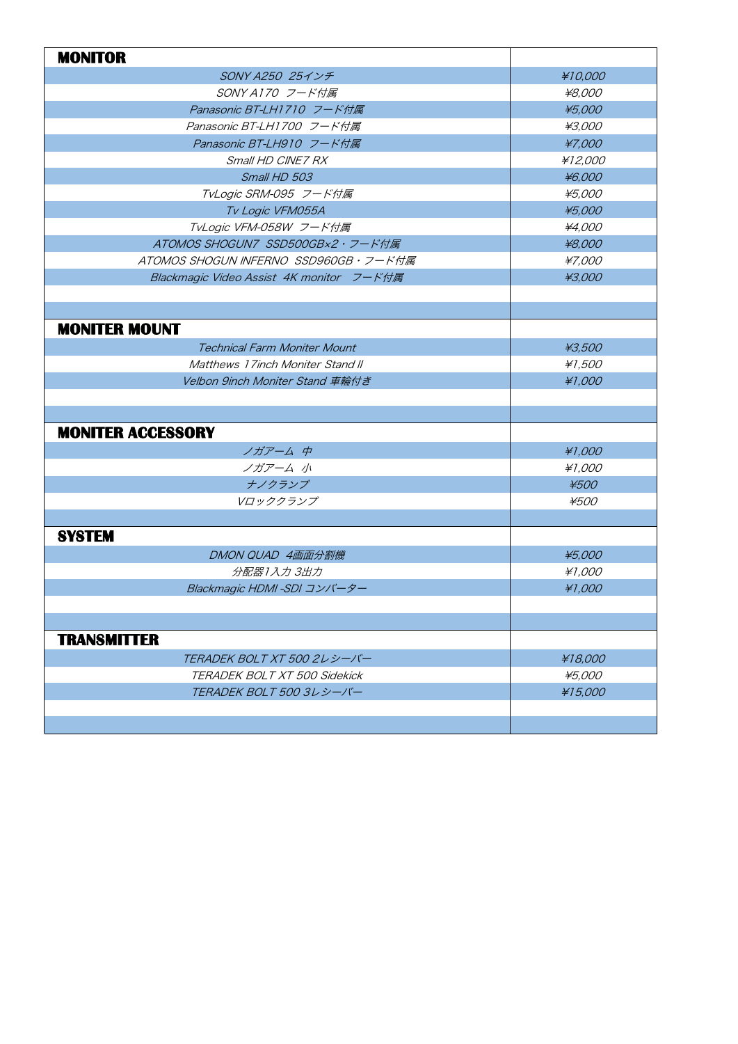| MONITOR | |
|---|---|
| SONY A250 25インチ | ¥10,000 |
| SONY A170 フード付属 | ¥8,000 |
| Panasonic BT-LH1710 フード付属 | ¥5,000 |
| Panasonic BT-LH1700 フード付属 | ¥3,000 |
| Panasonic BT-LH910 フード付属 | ¥7,000 |
| Small HD CINE7 RX | ¥12,000 |
| Small HD 503 | ¥6,000 |
| TvLogic SRM-095 フード付属 | ¥5,000 |
| Tv Logic VFM055A | ¥5,000 |
| TvLogic VFM-058W フード付属 | ¥4,000 |
| ATOMOS SHOGUN7 SSD500GB×2・フード付属 | ¥8,000 |
| ATOMOS SHOGUN INFERNO SSD960GB・フード付属 | ¥7,000 |
| Blackmagic Video Assist 4K monitor フード付属 | ¥3,000 |
| | |
| | |
| **MONITER MOUNT** | |
| Technical Farm Moniter Mount | ¥3,500 |
| Matthews 17inch Moniter Stand II | ¥1,500 |
| Velbon 9inch Moniter Stand 車輪付き | ¥1,000 |
| | |
| | |
| **MONITER ACCESSORY** | |
| ノガアーム 中 | ¥1,000 |
| ノガアーム 小 | ¥1,000 |
| ナノクランプ | ¥500 |
| Vロッククランプ | ¥500 |
| | |
| **SYSTEM** | |
| DMON QUAD 4画面分割機 | ¥5,000 |
| 分配器1入力 3出力 | ¥1,000 |
| Blackmagic HDMI -SDI コンバーター | ¥1,000 |
| | |
| | |
| **TRANSMITTER** | |
| TERADEK BOLT XT 500 2レシーバー | ¥18,000 |
| TERADEK BOLT XT 500 Sidekick | ¥5,000 |
| TERADEK BOLT 500 3レシーバー | ¥15,000 |
| | |
| | |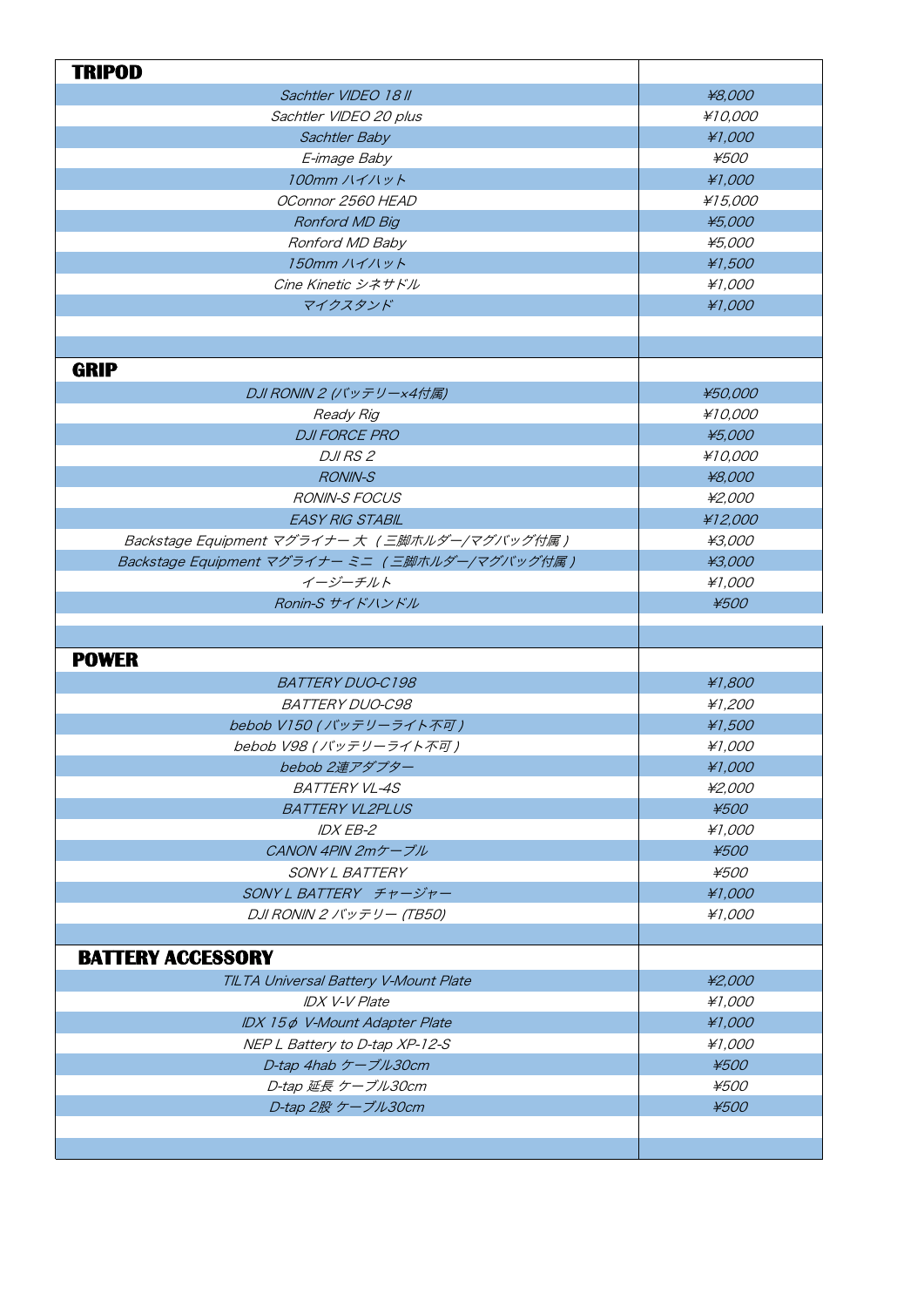| TRIPOD | |
|---|---|
| Sachtler VIDEO 18 II | ¥8,000 |
| Sachtler VIDEO 20 plus | ¥10,000 |
| Sachtler Baby | ¥1,000 |
| E-image Baby | ¥500 |
| 100mm ハイハット | ¥1,000 |
| OConnor 2560 HEAD | ¥15,000 |
| Ronford MD Big | ¥5,000 |
| Ronford MD Baby | ¥5,000 |
| 150mm ハイハット | ¥1,500 |
| Cine Kinetic シネサドル | ¥1,000 |
| マイクスタンド | ¥1,000 |

| GRIP | |
|---|---|
| DJI RONIN 2 (バッテリーx4付属) | ¥50,000 |
| Ready Rig | ¥10,000 |
| DJI FORCE PRO | ¥5,000 |
| DJI RS 2 | ¥10,000 |
| RONIN-S | ¥8,000 |
| RONIN-S FOCUS | ¥2,000 |
| EASY RIG STABIL | ¥12,000 |
| Backstage Equipment マグライナー 大 （三脚ホルダー/マグバッグ付属） | ¥3,000 |
| Backstage Equipment マグライナー ミニ （三脚ホルダー/マグバッグ付属） | ¥3,000 |
| イージーチルト | ¥1,000 |
| Ronin-S サイドハンドル | ¥500 |

| POWER | |
|---|---|
| BATTERY DUO-C198 | ¥1,800 |
| BATTERY DUO-C98 | ¥1,200 |
| bebob V150 (バッテリーライト不可) | ¥1,500 |
| bebob V98 (バッテリーライト不可) | ¥1,000 |
| bebob 2連アダプター | ¥1,000 |
| BATTERY VL-4S | ¥2,000 |
| BATTERY VL2PLUS | ¥500 |
| IDX EB-2 | ¥1,000 |
| CANON 4PIN 2mケーブル | ¥500 |
| SONY L BATTERY | ¥500 |
| SONY L BATTERY　チャージャー | ¥1,000 |
| DJI RONIN 2 バッテリー (TB50) | ¥1,000 |

| BATTERY ACCESSORY | |
|---|---|
| TILTA Universal Battery V-Mount Plate | ¥2,000 |
| IDX V-V Plate | ¥1,000 |
| IDX 15φ V-Mount Adapter Plate | ¥1,000 |
| NEP L Battery to D-tap XP-12-S | ¥1,000 |
| D-tap 4hab ケーブル30cm | ¥500 |
| D-tap 延長 ケーブル30cm | ¥500 |
| D-tap 2股 ケーブル30cm | ¥500 |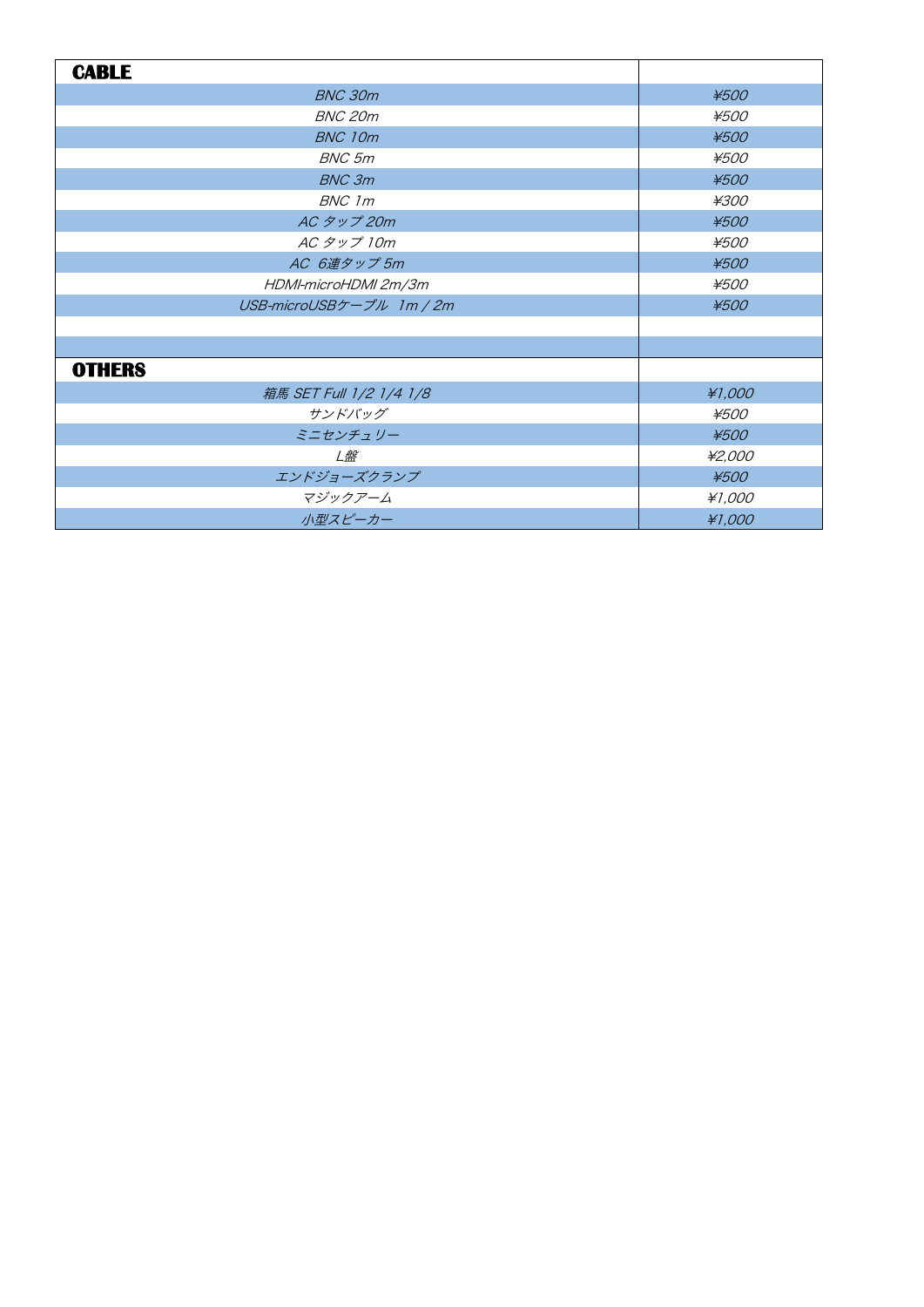| | |
|---|---|
| **CABLE** | |
| *BNC 30m* | *¥500* |
| *BNC 20m* | *¥500* |
| *BNC 10m* | *¥500* |
| *BNC 5m* | *¥500* |
| *BNC 3m* | *¥500* |
| *BNC 1m* | *¥300* |
| *AC タップ 20m* | *¥500* |
| *AC タップ 10m* | *¥500* |
| *AC 6連タップ 5m* | *¥500* |
| *HDMI-microHDMI 2m/3m* | *¥500* |
| *USB-microUSBケーブル 1m / 2m* | *¥500* |
| | |
| | |
| **OTHERS** | |
| *箱馬 SET Full 1/2 1/4 1/8* | *¥1,000* |
| *サンドバッグ* | *¥500* |
| *ミニセンチュリー* | *¥500* |
| *L盤* | *¥2,000* |
| *エンドジョーズクランプ* | *¥500* |
| *マジックアーム* | *¥1,000* |
| *小型スピーカー* | *¥1,000* |